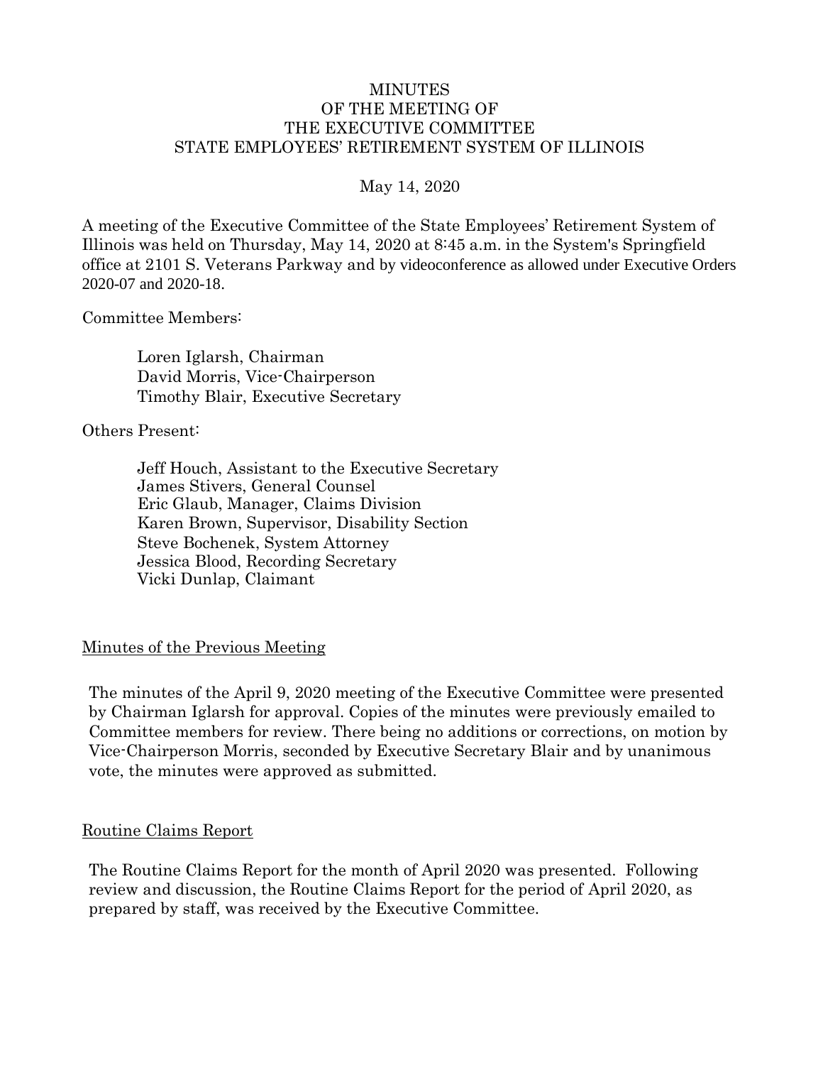# MINUTES
# OF THE MEETING OF
# THE EXECUTIVE COMMITTEE
# STATE EMPLOYEES' RETIREMENT SYSTEM OF ILLINOIS

May 14, 2020

A meeting of the Executive Committee of the State Employees' Retirement System of Illinois was held on Thursday, May 14, 2020 at 8:45 a.m. in the System's Springfield office at 2101 S. Veterans Parkway and by videoconference as allowed under Executive Orders 2020-07 and 2020-18.

Committee Members:

Loren Iglarsh, Chairman
David Morris, Vice-Chairperson
Timothy Blair, Executive Secretary

Others Present:

Jeff Houch, Assistant to the Executive Secretary
James Stivers, General Counsel
Eric Glaub, Manager, Claims Division
Karen Brown, Supervisor, Disability Section
Steve Bochenek, System Attorney
Jessica Blood, Recording Secretary
Vicki Dunlap, Claimant

## Minutes of the Previous Meeting

The minutes of the April 9, 2020 meeting of the Executive Committee were presented by Chairman Iglarsh for approval. Copies of the minutes were previously emailed to Committee members for review. There being no additions or corrections, on motion by Vice-Chairperson Morris, seconded by Executive Secretary Blair and by unanimous vote, the minutes were approved as submitted.

## Routine Claims Report

The Routine Claims Report for the month of April 2020 was presented. Following review and discussion, the Routine Claims Report for the period of April 2020, as prepared by staff, was received by the Executive Committee.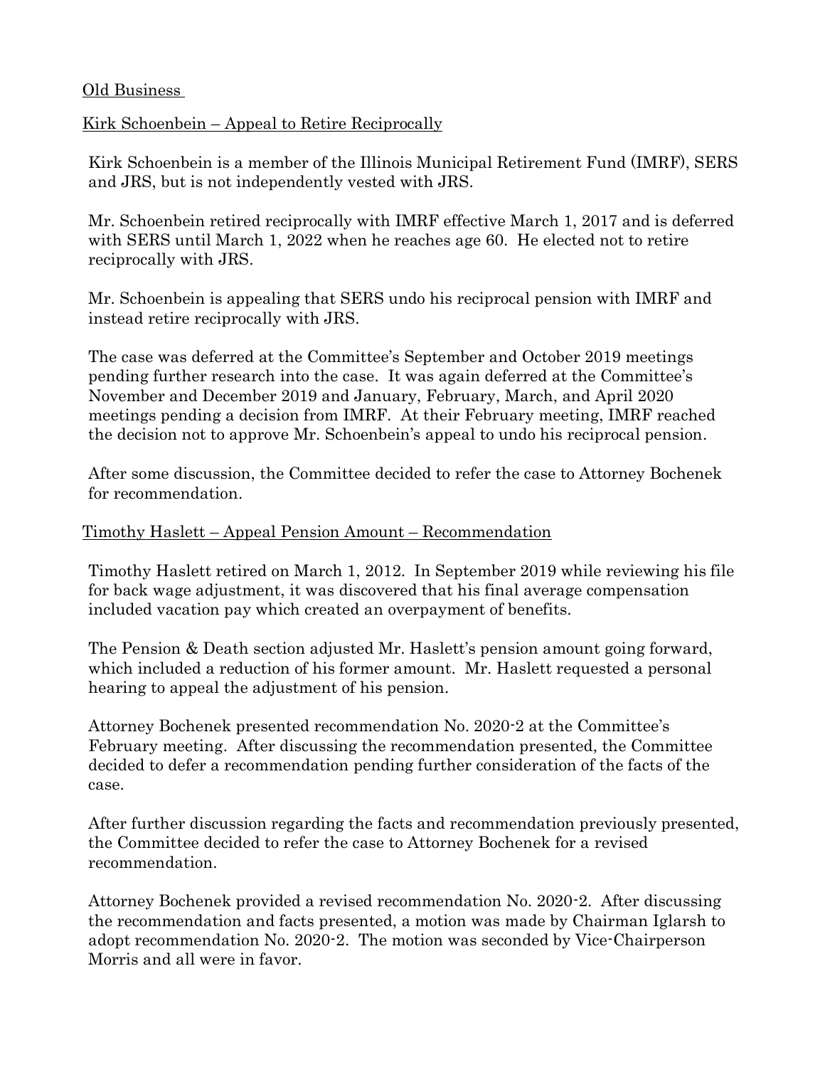## Old Business

### Kirk Schoenbein – Appeal to Retire Reciprocally

Kirk Schoenbein is a member of the Illinois Municipal Retirement Fund (IMRF), SERS and JRS, but is not independently vested with JRS.

Mr. Schoenbein retired reciprocally with IMRF effective March 1, 2017 and is deferred with SERS until March 1, 2022 when he reaches age 60. He elected not to retire reciprocally with JRS.

Mr. Schoenbein is appealing that SERS undo his reciprocal pension with IMRF and instead retire reciprocally with JRS.

The case was deferred at the Committee's September and October 2019 meetings pending further research into the case. It was again deferred at the Committee's November and December 2019 and January, February, March, and April 2020 meetings pending a decision from IMRF. At their February meeting, IMRF reached the decision not to approve Mr. Schoenbein's appeal to undo his reciprocal pension.

After some discussion, the Committee decided to refer the case to Attorney Bochenek for recommendation.

### Timothy Haslett – Appeal Pension Amount – Recommendation

Timothy Haslett retired on March 1, 2012. In September 2019 while reviewing his file for back wage adjustment, it was discovered that his final average compensation included vacation pay which created an overpayment of benefits.

The Pension & Death section adjusted Mr. Haslett's pension amount going forward, which included a reduction of his former amount. Mr. Haslett requested a personal hearing to appeal the adjustment of his pension.

Attorney Bochenek presented recommendation No. 2020-2 at the Committee's February meeting. After discussing the recommendation presented, the Committee decided to defer a recommendation pending further consideration of the facts of the case.

After further discussion regarding the facts and recommendation previously presented, the Committee decided to refer the case to Attorney Bochenek for a revised recommendation.

Attorney Bochenek provided a revised recommendation No. 2020-2. After discussing the recommendation and facts presented, a motion was made by Chairman Iglarsh to adopt recommendation No. 2020-2. The motion was seconded by Vice-Chairperson Morris and all were in favor.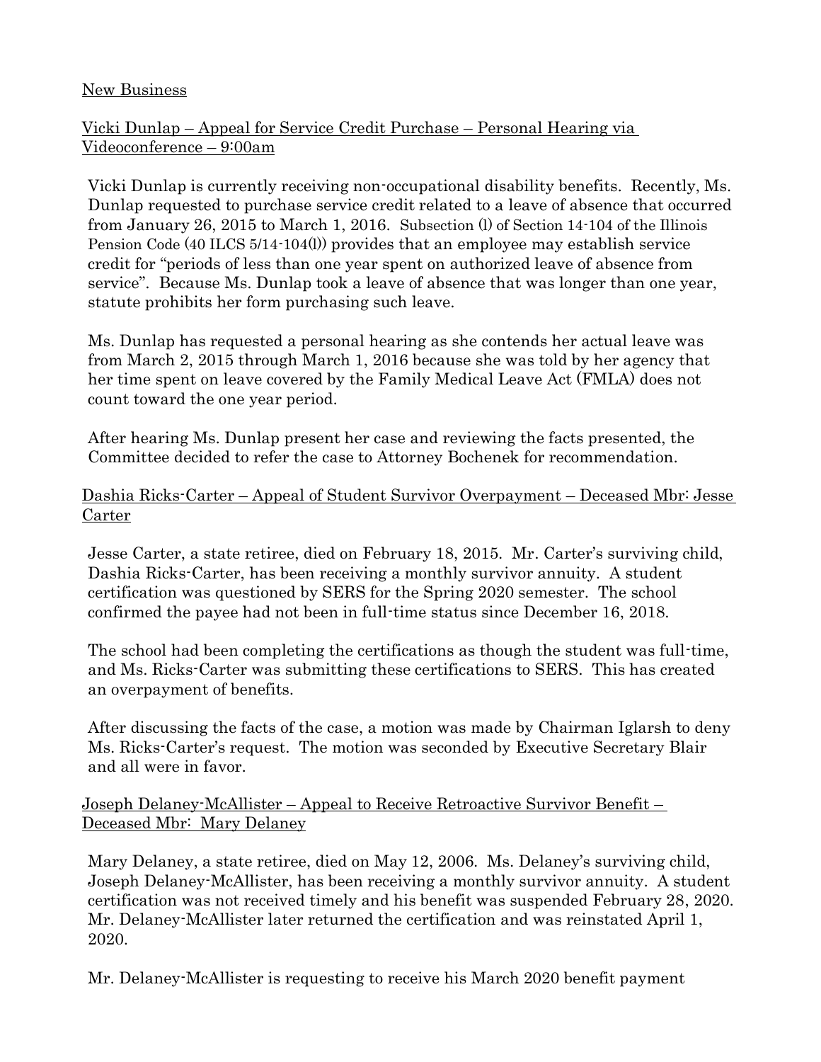New Business

Vicki Dunlap – Appeal for Service Credit Purchase – Personal Hearing via Videoconference – 9:00am

Vicki Dunlap is currently receiving non-occupational disability benefits. Recently, Ms. Dunlap requested to purchase service credit related to a leave of absence that occurred from January 26, 2015 to March 1, 2016. Subsection (l) of Section 14-104 of the Illinois Pension Code (40 ILCS 5/14-104(l)) provides that an employee may establish service credit for "periods of less than one year spent on authorized leave of absence from service". Because Ms. Dunlap took a leave of absence that was longer than one year, statute prohibits her form purchasing such leave.

Ms. Dunlap has requested a personal hearing as she contends her actual leave was from March 2, 2015 through March 1, 2016 because she was told by her agency that her time spent on leave covered by the Family Medical Leave Act (FMLA) does not count toward the one year period.

After hearing Ms. Dunlap present her case and reviewing the facts presented, the Committee decided to refer the case to Attorney Bochenek for recommendation.

Dashia Ricks-Carter – Appeal of Student Survivor Overpayment – Deceased Mbr: Jesse Carter

Jesse Carter, a state retiree, died on February 18, 2015. Mr. Carter's surviving child, Dashia Ricks-Carter, has been receiving a monthly survivor annuity. A student certification was questioned by SERS for the Spring 2020 semester. The school confirmed the payee had not been in full-time status since December 16, 2018.

The school had been completing the certifications as though the student was full-time, and Ms. Ricks-Carter was submitting these certifications to SERS. This has created an overpayment of benefits.

After discussing the facts of the case, a motion was made by Chairman Iglarsh to deny Ms. Ricks-Carter's request. The motion was seconded by Executive Secretary Blair and all were in favor.

Joseph Delaney-McAllister – Appeal to Receive Retroactive Survivor Benefit – Deceased Mbr: Mary Delaney

Mary Delaney, a state retiree, died on May 12, 2006. Ms. Delaney's surviving child, Joseph Delaney-McAllister, has been receiving a monthly survivor annuity. A student certification was not received timely and his benefit was suspended February 28, 2020. Mr. Delaney-McAllister later returned the certification and was reinstated April 1, 2020.

Mr. Delaney-McAllister is requesting to receive his March 2020 benefit payment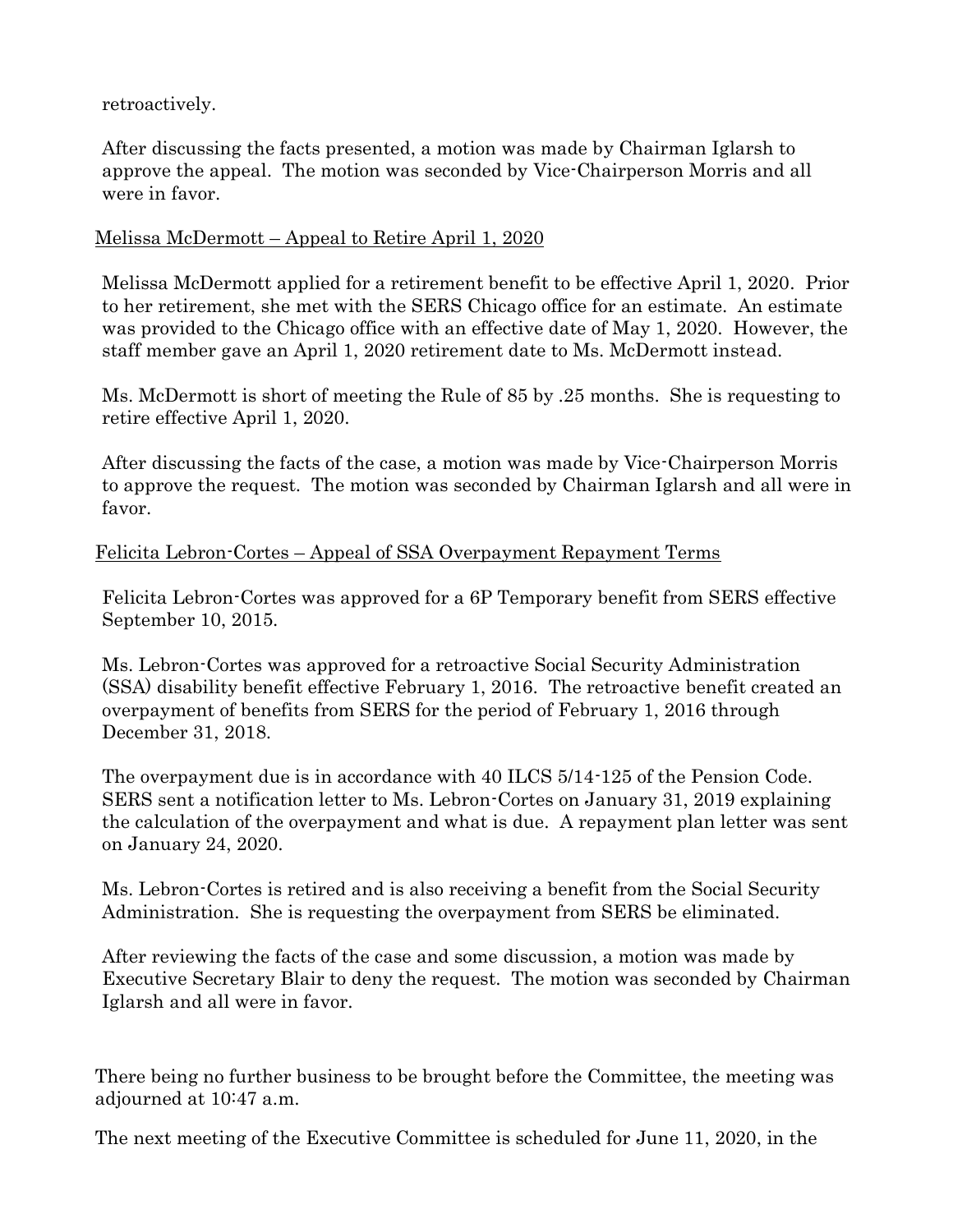retroactively.

After discussing the facts presented, a motion was made by Chairman Iglarsh to approve the appeal. The motion was seconded by Vice-Chairperson Morris and all were in favor.

Melissa McDermott – Appeal to Retire April 1, 2020

Melissa McDermott applied for a retirement benefit to be effective April 1, 2020. Prior to her retirement, she met with the SERS Chicago office for an estimate. An estimate was provided to the Chicago office with an effective date of May 1, 2020. However, the staff member gave an April 1, 2020 retirement date to Ms. McDermott instead.

Ms. McDermott is short of meeting the Rule of 85 by .25 months. She is requesting to retire effective April 1, 2020.

After discussing the facts of the case, a motion was made by Vice-Chairperson Morris to approve the request. The motion was seconded by Chairman Iglarsh and all were in favor.

Felicita Lebron-Cortes – Appeal of SSA Overpayment Repayment Terms

Felicita Lebron-Cortes was approved for a 6P Temporary benefit from SERS effective September 10, 2015.

Ms. Lebron-Cortes was approved for a retroactive Social Security Administration (SSA) disability benefit effective February 1, 2016. The retroactive benefit created an overpayment of benefits from SERS for the period of February 1, 2016 through December 31, 2018.

The overpayment due is in accordance with 40 ILCS 5/14-125 of the Pension Code. SERS sent a notification letter to Ms. Lebron-Cortes on January 31, 2019 explaining the calculation of the overpayment and what is due. A repayment plan letter was sent on January 24, 2020.

Ms. Lebron-Cortes is retired and is also receiving a benefit from the Social Security Administration. She is requesting the overpayment from SERS be eliminated.

After reviewing the facts of the case and some discussion, a motion was made by Executive Secretary Blair to deny the request. The motion was seconded by Chairman Iglarsh and all were in favor.

There being no further business to be brought before the Committee, the meeting was adjourned at 10:47 a.m.

The next meeting of the Executive Committee is scheduled for June 11, 2020, in the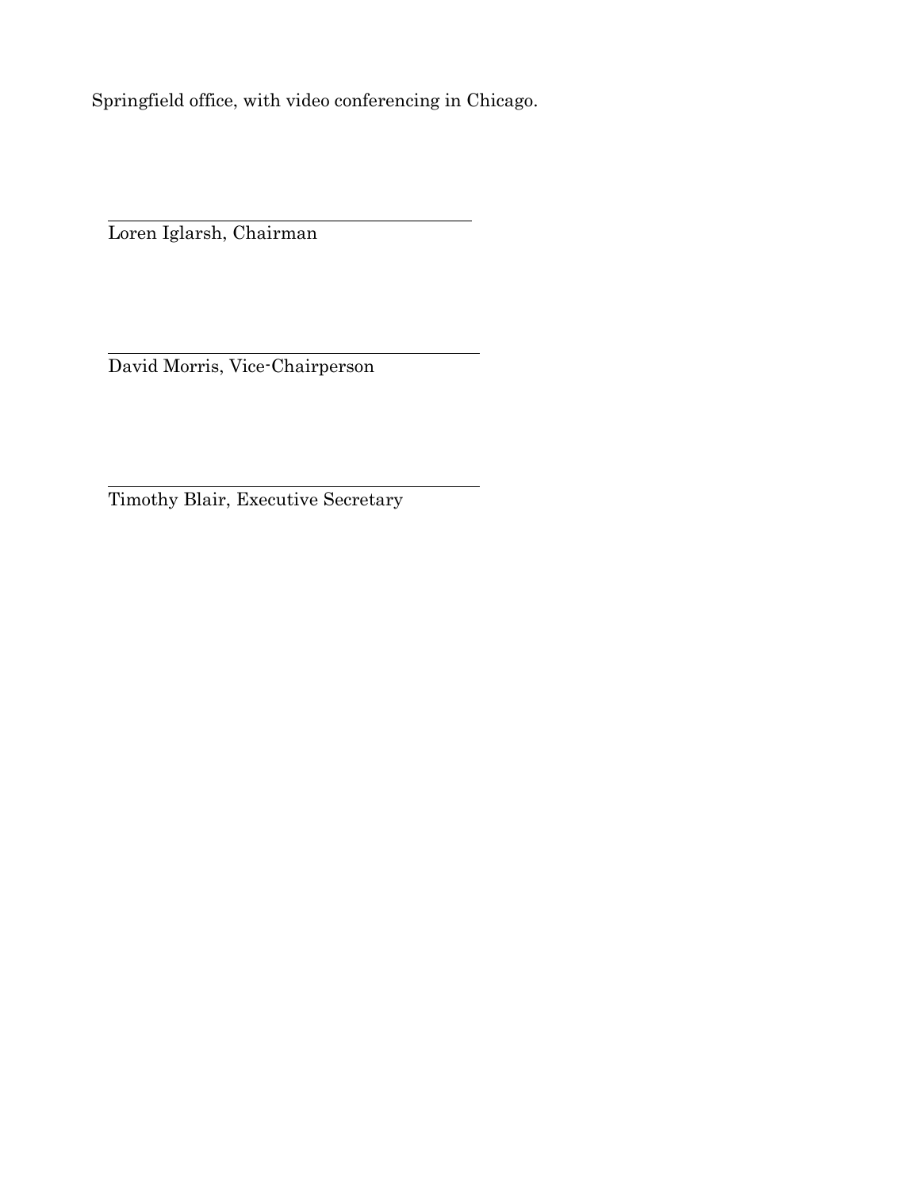Springfield office, with video conferencing in Chicago.

______________________________

Loren Iglarsh, Chairman

______________________________

David Morris, Vice-Chairperson

______________________________

Timothy Blair, Executive Secretary